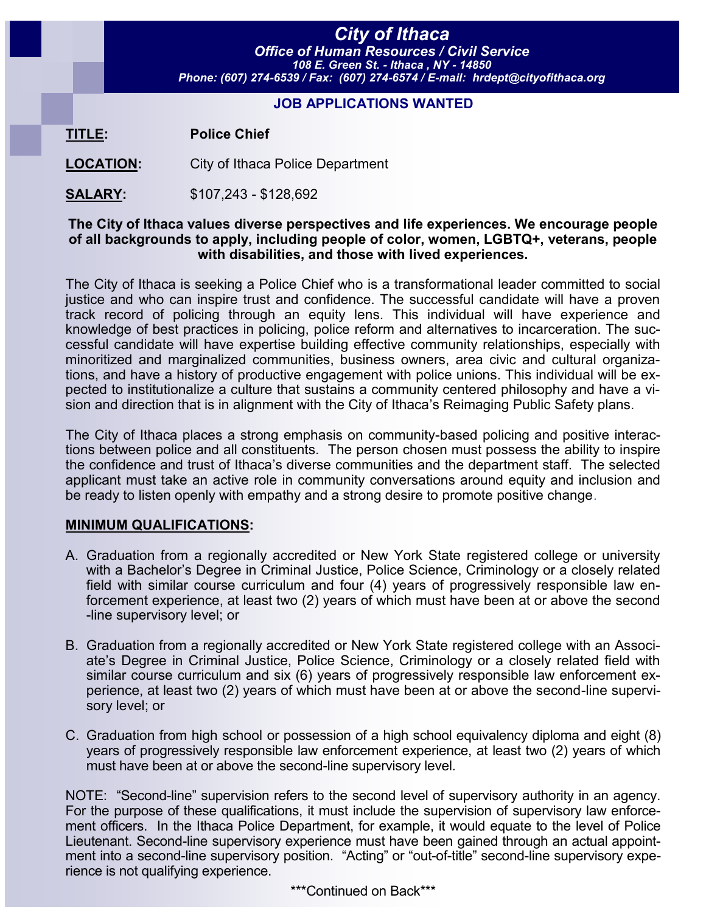# City of Ithaca

***Office of Human Resources / Civil Service***

***108 E. Green St. - Ithaca , NY - 14850***

***Phone: (607) 274-6539 / Fax: (607) 274-6574 / E-mail: hrdept@cityofithaca.org***

## JOB APPLICATIONS WANTED

**TITLE:** **Police Chief**

**LOCATION:** City of Ithaca Police Department

**SALARY:** $107,243 - $128,692

**The City of Ithaca values diverse perspectives and life experiences. We encourage people of all backgrounds to apply, including people of color, women, LGBTQ+, veterans, people with disabilities, and those with lived experiences.**

The City of Ithaca is seeking a Police Chief who is a transformational leader committed to social justice and who can inspire trust and confidence. The successful candidate will have a proven track record of policing through an equity lens. This individual will have experience and knowledge of best practices in policing, police reform and alternatives to incarceration. The successful candidate will have expertise building effective community relationships, especially with minoritized and marginalized communities, business owners, area civic and cultural organizations, and have a history of productive engagement with police unions. This individual will be expected to institutionalize a culture that sustains a community centered philosophy and have a vision and direction that is in alignment with the City of Ithaca's Reimaging Public Safety plans.

The City of Ithaca places a strong emphasis on community-based policing and positive interactions between police and all constituents. The person chosen must possess the ability to inspire the confidence and trust of Ithaca's diverse communities and the department staff. The selected applicant must take an active role in community conversations around equity and inclusion and be ready to listen openly with empathy and a strong desire to promote positive change.

**MINIMUM QUALIFICATIONS:**

A. Graduation from a regionally accredited or New York State registered college or university with a Bachelor's Degree in Criminal Justice, Police Science, Criminology or a closely related field with similar course curriculum and four (4) years of progressively responsible law enforcement experience, at least two (2) years of which must have been at or above the second-line supervisory level; or

B. Graduation from a regionally accredited or New York State registered college with an Associate's Degree in Criminal Justice, Police Science, Criminology or a closely related field with similar course curriculum and six (6) years of progressively responsible law enforcement experience, at least two (2) years of which must have been at or above the second-line supervisory level; or

C. Graduation from high school or possession of a high school equivalency diploma and eight (8) years of progressively responsible law enforcement experience, at least two (2) years of which must have been at or above the second-line supervisory level.

NOTE: "Second-line" supervision refers to the second level of supervisory authority in an agency. For the purpose of these qualifications, it must include the supervision of supervisory law enforcement officers. In the Ithaca Police Department, for example, it would equate to the level of Police Lieutenant. Second-line supervisory experience must have been gained through an actual appointment into a second-line supervisory position. "Acting" or "out-of-title" second-line supervisory experience is not qualifying experience.

\*\*\*Continued on Back\*\*\*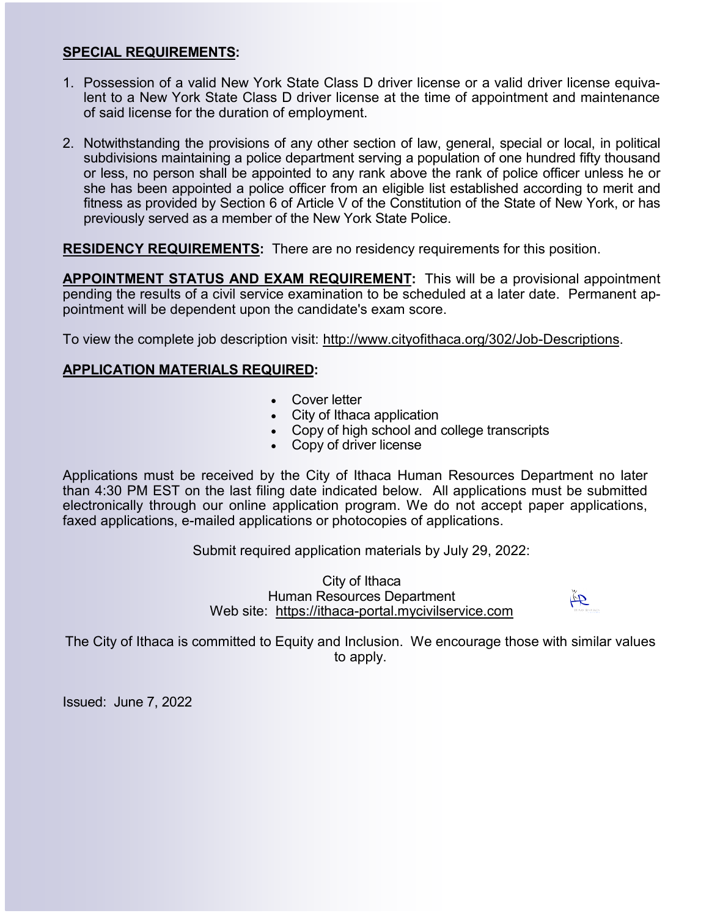**SPECIAL REQUIREMENTS:**

1. Possession of a valid New York State Class D driver license or a valid driver license equivalent to a New York State Class D driver license at the time of appointment and maintenance of said license for the duration of employment.

2. Notwithstanding the provisions of any other section of law, general, special or local, in political subdivisions maintaining a police department serving a population of one hundred fifty thousand or less, no person shall be appointed to any rank above the rank of police officer unless he or she has been appointed a police officer from an eligible list established according to merit and fitness as provided by Section 6 of Article V of the Constitution of the State of New York, or has previously served as a member of the New York State Police.

**RESIDENCY REQUIREMENTS:** There are no residency requirements for this position.

**APPOINTMENT STATUS AND EXAM REQUIREMENT:** This will be a provisional appointment pending the results of a civil service examination to be scheduled at a later date. Permanent appointment will be dependent upon the candidate's exam score.

To view the complete job description visit: http://www.cityofithaca.org/302/Job-Descriptions.

**APPLICATION MATERIALS REQUIRED:**

- Cover letter
- City of Ithaca application
- Copy of high school and college transcripts
- Copy of driver license

Applications must be received by the City of Ithaca Human Resources Department no later than 4:30 PM EST on the last filing date indicated below. All applications must be submitted electronically through our online application program. We do not accept paper applications, faxed applications, e-mailed applications or photocopies of applications.

Submit required application materials by July 29, 2022:

City of Ithaca
Human Resources Department
Web site: https://ithaca-portal.mycivilservice.com

The City of Ithaca is committed to Equity and Inclusion. We encourage those with similar values to apply.

Issued: June 7, 2022